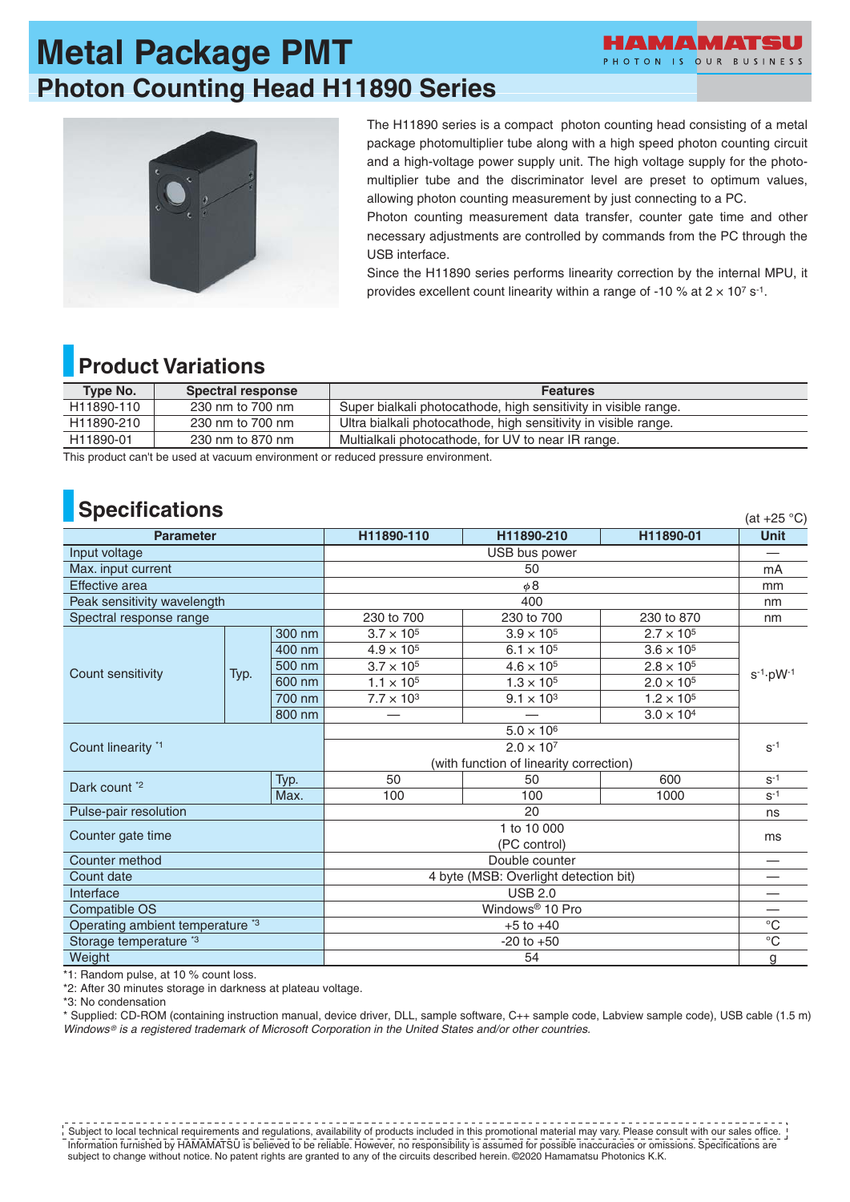# Metal Package PMT

## Photon Counting Head H11890 Series

The H11890 series is a compact photon counting head consisting of a metal package photomultiplier tube along with a high speed photon counting circuit and a high-voltage power supply unit. The high voltage supply for the photomultiplier tube and the discriminator level are preset to optimum values, allowing photon counting measurement by just connecting to a PC.

Photon counting measurement data transfer, counter gate time and other necessary adjustments are controlled by commands from the PC through the USB interface.

Since the H11890 series performs linearity correction by the internal MPU, it provides excellent count linearity within a range of -10 % at $2 \times 10^7$ $s^{-1}$.

## Product Variations

| Type No. | Spectral response | Features |
|---|---|---|
| H11890-110 | 230 nm to 700 nm | Super bialkali photocathode, high sensitivity in visible range. |
| H11890-210 | 230 nm to 700 nm | Ultra bialkali photocathode, high sensitivity in visible range. |
| H11890-01 | 230 nm to 870 nm | Multialkali photocathode, for UV to near IR range. |

This product can't be used at vacuum environment or reduced pressure environment.

## Specifications

(at +25 °C)

| Parameter | | | H11890-110 | H11890-210 | H11890-01 | Unit |
|---|---|---|---|---|---|---|
| Input voltage | | | USB bus power | | | — |
| Max. input current | | | 50 | | | mA |
| Effective area | | | $\phi$8 | | | mm |
| Peak sensitivity wavelength | | | 400 | | | nm |
| Spectral response range | | | 230 to 700 | 230 to 700 | 230 to 870 | nm |
| Count sensitivity | Typ. | 300 nm | $3.7 \times 10^5$ | $3.9 \times 10^5$ | $2.7 \times 10^5$ | $s^{-1} \cdot pW^{-1}$ |
| | | 400 nm | $4.9 \times 10^5$ | $6.1 \times 10^5$ | $3.6 \times 10^5$ | |
| | | 500 nm | $3.7 \times 10^5$ | $4.6 \times 10^5$ | $2.8 \times 10^5$ | |
| | | 600 nm | $1.1 \times 10^5$ | $1.3 \times 10^5$ | $2.0 \times 10^5$ | |
| | | 700 nm | $7.7 \times 10^3$ | $9.1 \times 10^3$ | $1.2 \times 10^5$ | |
| | | 800 nm | — | — | $3.0 \times 10^4$ | |
| Count linearity *1 | | | $5.0 \times 10^6$ | | | $s^{-1}$ |
| | | | $2.0 \times 10^7$ (with function of linearity correction) | | | |
| Dark count *2 | | Typ. | 50 | 50 | 600 | $s^{-1}$ |
| | | Max. | 100 | 100 | 1000 | $s^{-1}$ |
| Pulse-pair resolution | | | 20 | | | ns |
| Counter gate time | | | 1 to 10 000 (PC control) | | | ms |
| Counter method | | | Double counter | | | — |
| Count date | | | 4 byte (MSB: Overlight detection bit) | | | — |
| Interface | | | USB 2.0 | | | — |
| Compatible OS | | | Windows® 10 Pro | | | — |
| Operating ambient temperature *3 | | | +5 to +40 | | | °C |
| Storage temperature *3 | | | -20 to +50 | | | °C |
| Weight | | | 54 | | | g |

*1: Random pulse, at 10 % count loss.

*2: After 30 minutes storage in darkness at plateau voltage.

*3: No condensation

* Supplied: CD-ROM (containing instruction manual, device driver, DLL, sample software, C++ sample code, Labview sample code), USB cable (1.5 m)

*Windows® is a registered trademark of Microsoft Corporation in the United States and/or other countries.*

Subject to local technical requirements and regulations, availability of products included in this promotional material may vary. Please consult with our sales office. Information furnished by HAMAMATSU is believed to be reliable. However, no responsibility is assumed for possible inaccuracies or omissions. Specifications are subject to change without notice. No patent rights are granted to any of the circuits described herein. ©2020 Hamamatsu Photonics K.K.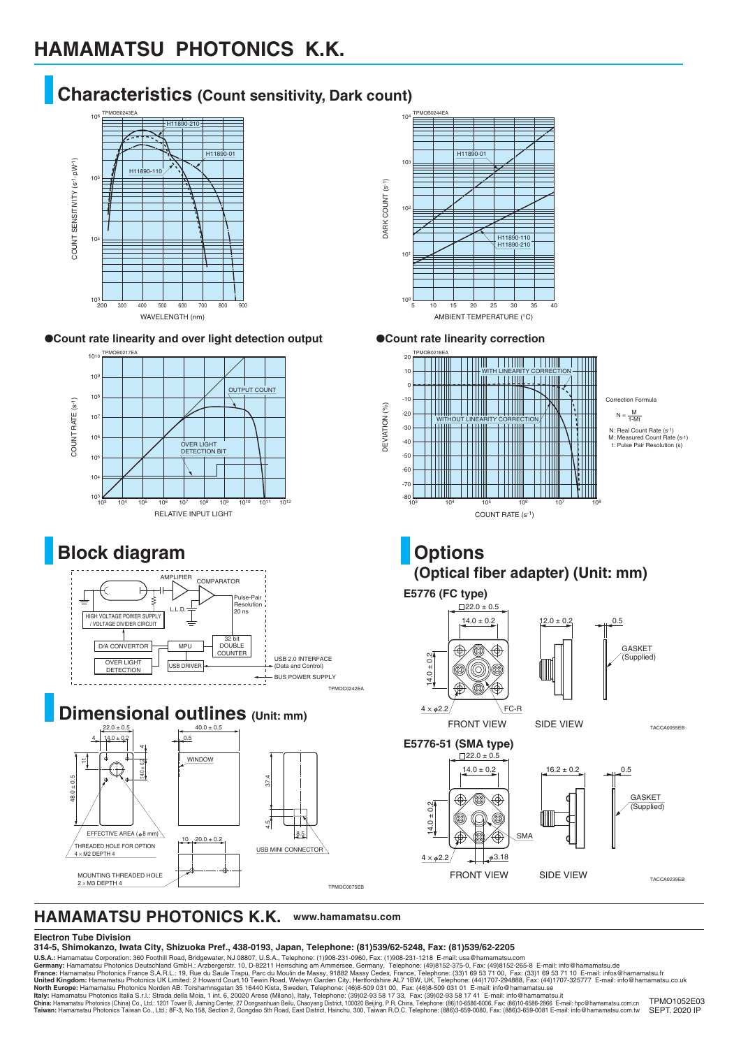## Characteristics (Count sensitivity, Dark count)

TPMOB0243EA

COUNT SENSITIVITY (s⁻¹·pW⁻¹)

$10^6$, $10^5$, $10^4$, $10^3$

H11890-210

H11890-01

H11890-110

200 300 400 500 600 700 800 900

WAVELENGTH (nm)

TPMOB0244EA

DARK COUNT (s⁻¹)

$10^4$, $10^3$, $10^2$, $10^1$, $10^0$

H11890-01

H11890-110
H11890-210

5 10 15 20 25 30 35 40

AMBIENT TEMPERATURE (°C)

### ●Count rate linearity and over light detection output

TPMOB0217EA

COUNT RATE (s⁻¹)

$10^{10}$, $10^9$, $10^8$, $10^7$, $10^6$, $10^5$, $10^4$, $10^3$

OUTPUT COUNT

OVER LIGHT DETECTION BIT

$10^3$ $10^4$ $10^5$ $10^6$ $10^7$ $10^8$ $10^9$ $10^{10}$ $10^{11}$ $10^{12}$

RELATIVE INPUT LIGHT

### ●Count rate linearity correction

TPMOB0218EA

DEVIATION (%)

20, 10, 0, -10, -20, -30, -40, -50, -60, -70, -80

WITH LINEARITY CORRECTION

WITHOUT LINEARITY CORRECTION

$10^3$ $10^4$ $10^5$ $10^6$ $10^7$ $10^8$

COUNT RATE (s⁻¹)

Correction Formula

$$N = \frac{M}{1-Mt}$$

N: Real Count Rate (s⁻¹)
M: Measured Count Rate (s⁻¹)
t: Pulse Pair Resolution (s)

## Block diagram

AMPLIFIER

COMPARATOR

L.L.D.

Pulse-Pair Resolution 20 ns

HIGH VOLTAGE POWER SUPPLY / VOLTAGE DIVIDER CIRCUIT

D/A CONVERTOR

MPU

32 bit DOUBLE COUNTER

OVER LIGHT DETECTION

USB DRIVER

USB 2.0 INTERFACE (Data and Control)

BUS POWER SUPPLY

TPMOC0242EA

## Dimensional outlines (Unit: mm)

22.0 ± 0.5

4

14.0 ± 0.2

4

11

48.0 ± 0.5

14.0 ± 0.2

EFFECTIVE AREA (ϕ8 mm)

THREADED HOLE FOR OPTION
4 × M2 DEPTH 4

MOUNTING THREADED HOLE
2 × M3 DEPTH 4

40.0 ± 0.5

0.5

WINDOW

10

20.0 ± 0.2

37.4

4.5

8.5

USB MINI CONNECTOR

TPMOC0075EB

## Options

## (Optical fiber adapter) (Unit: mm)

### E5776 (FC type)

□22.0 ± 0.5

14.0 ± 0.2

14.0 ± 0.2

12.0 ± 0.2

0.5

GASKET (Supplied)

4 × ϕ2.2

FC-R

FRONT VIEW

SIDE VIEW

TACCA0055EB

### E5776-51 (SMA type)

□22.0 ± 0.5

14.0 ± 0.2

14.0 ± 0.2

16.2 ± 0.2

0.5

GASKET (Supplied)

SMA

4 × ϕ2.2

ϕ3.18

FRONT VIEW

SIDE VIEW

TACCA0239EB

**HAMAMATSU PHOTONICS K.K.** www.hamamatsu.com

**Electron Tube Division**

**314-5, Shimokanzo, Iwata City, Shizuoka Pref., 438-0193, Japan, Telephone: (81)539/62-5248, Fax: (81)539/62-2205**

**U.S.A.:** Hamamatsu Corporation: 360 Foothill Road, Bridgewater, NJ 08807, U.S.A., Telephone: (1)908-231-0960, Fax: (1)908-231-1218 E-mail: usa@hamamatsu.com
**Germany:** Hamamatsu Photonics Deutschland GmbH.: Arzbergerstr. 10, D-82211 Herrsching am Ammersee, Germany, Telephone: (49)8152-375-0, Fax: (49)8152-265-8 E-mail: info@hamamatsu.de
**France:** Hamamatsu Photonics France S.A.R.L.: 19, Rue du Saule Trapu, Parc du Moulin de Massy, 91882 Massy Cedex, France, Telephone: (33)1 69 53 71 00, Fax: (33)1 69 53 71 10 E-mail: infos@hamamatsu.fr
**United Kingdom:** Hamamatsu Photonics UK Limited: 2 Howard Court,10 Tewin Road, Welwyn Garden City, Hertfordshire AL7 1BW, UK, Telephone: (44)1707-294888, Fax: (44)1707-325777 E-mail: info@hamamatsu.co.uk
**North Europe:** Hamamatsu Photonics Norden AB: Torshamnsgatan 35 16440 Kista, Sweden, Telephone: (46)8-509 031 00, Fax: (46)8-509 031 01 E-mail: info@hamamatsu.se
**Italy:** Hamamatsu Photonics Italia S.r.l.: Strada della Moia, 1 int. 6, 20020 Arese (Milano), Italy, Telephone: (39)02-93 58 17 33, Fax: (39)02-93 58 17 41 E-mail: info@hamamatsu.it
**China:** Hamamatsu Photonics (China) Co., Ltd.: 1201 Tower B, Jiaming Center, 27 Dongsanhuan Beilu, Chaoyang District, 100020 Beijing, P.R. China, Telephone: (86)10-6586-6006, Fax: (86)10-6586-2866 E-mail: hpc@hamamatsu.com.cn
**Taiwan:** Hamamatsu Photonics Taiwan Co., Ltd.: 8F-3, No.158, Section 2, Gongdao 5th Road, East District, Hsinchu, 300, Taiwan R.O.C. Telephone: (886)3-659-0080, Fax: (886)3-659-0081 E-mail: info@hamamatsu.com.tw

TPMO1052E03
SEPT. 2020 IP